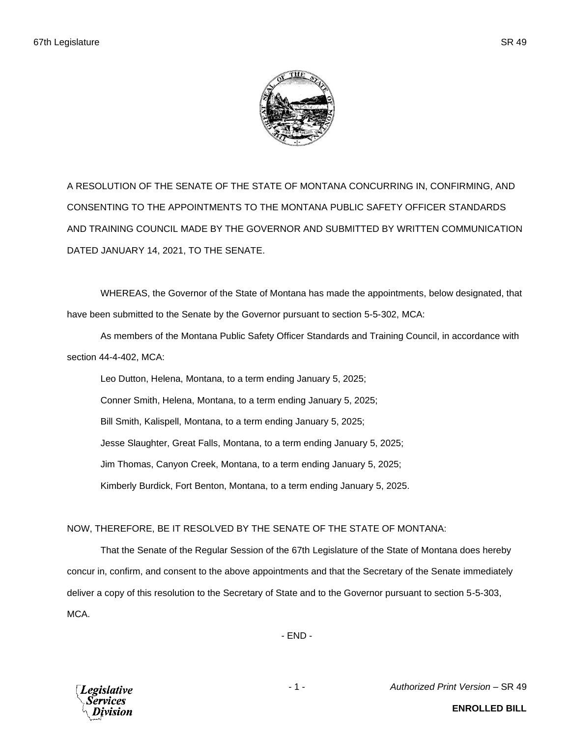A RESOLUTION OF THE SENATE OF THE STATE OF MONTANA CONCURRING IN, CONFIRMING, AND CONSENTING TO THE APPOINTMENTS TO THE MONTANA PUBLIC SAFETY OFFICER STANDARDS AND TRAINING COUNCIL MADE BY THE GOVERNOR AND SUBMITTED BY WRITTEN COMMUNICATION DATED JANUARY 14, 2021, TO THE SENATE.

WHEREAS, the Governor of the State of Montana has made the appointments, below designated, that have been submitted to the Senate by the Governor pursuant to section 5-5-302, MCA:

As members of the Montana Public Safety Officer Standards and Training Council, in accordance with section 44-4-402, MCA:

Leo Dutton, Helena, Montana, to a term ending January 5, 2025;

Conner Smith, Helena, Montana, to a term ending January 5, 2025;

Bill Smith, Kalispell, Montana, to a term ending January 5, 2025;

Jesse Slaughter, Great Falls, Montana, to a term ending January 5, 2025;

Jim Thomas, Canyon Creek, Montana, to a term ending January 5, 2025;

Kimberly Burdick, Fort Benton, Montana, to a term ending January 5, 2025.

NOW, THEREFORE, BE IT RESOLVED BY THE SENATE OF THE STATE OF MONTANA:

That the Senate of the Regular Session of the 67th Legislature of the State of Montana does hereby concur in, confirm, and consent to the above appointments and that the Secretary of the Senate immediately deliver a copy of this resolution to the Secretary of State and to the Governor pursuant to section 5-5-303, MCA.

- END -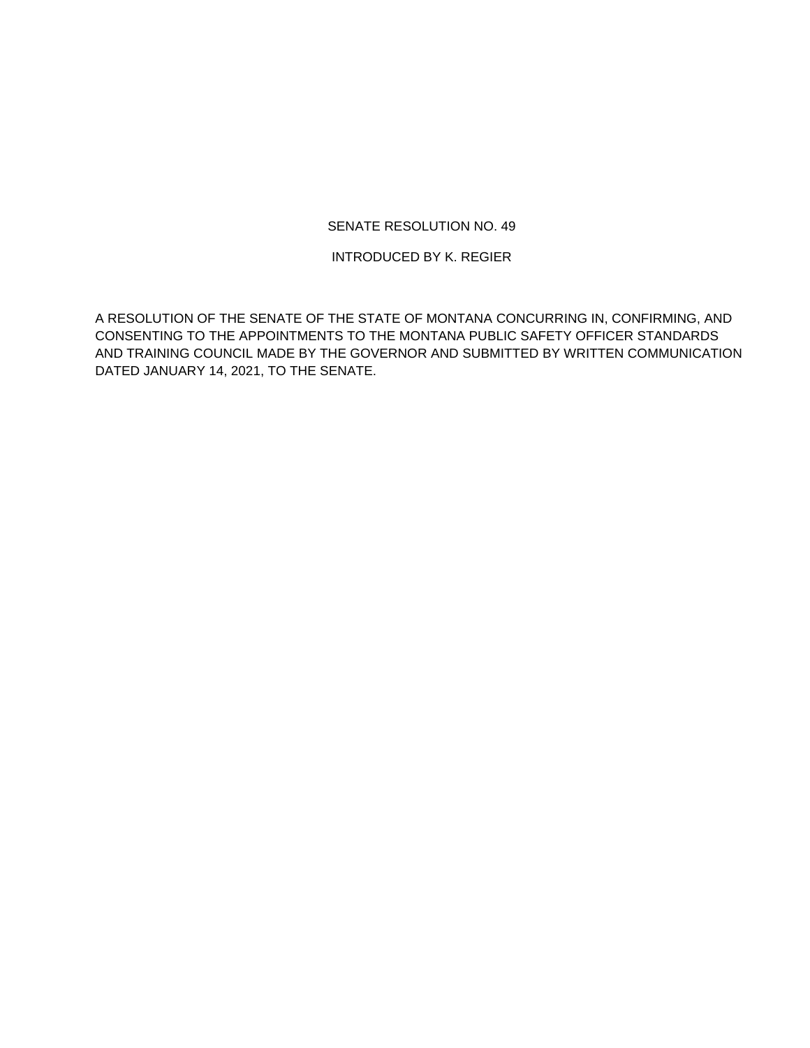SENATE RESOLUTION NO. 49

INTRODUCED BY K. REGIER

A RESOLUTION OF THE SENATE OF THE STATE OF MONTANA CONCURRING IN, CONFIRMING, AND CONSENTING TO THE APPOINTMENTS TO THE MONTANA PUBLIC SAFETY OFFICER STANDARDS AND TRAINING COUNCIL MADE BY THE GOVERNOR AND SUBMITTED BY WRITTEN COMMUNICATION DATED JANUARY 14, 2021, TO THE SENATE.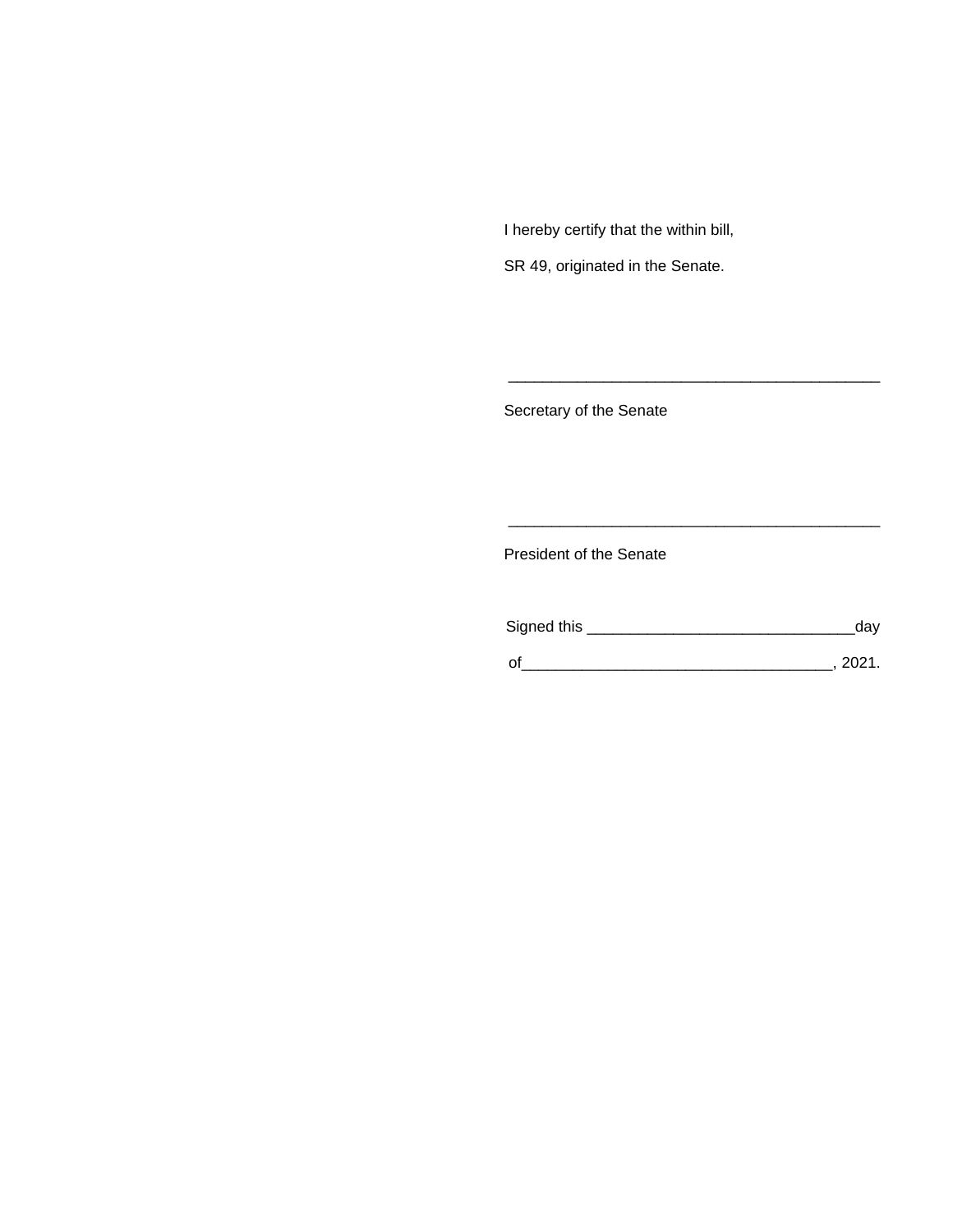I hereby certify that the within bill,

SR 49, originated in the Senate.

\_\_\_\_\_\_\_\_\_\_\_\_\_\_\_\_\_\_\_\_\_\_\_\_\_\_\_\_\_\_\_\_\_\_\_\_\_\_\_\_\_\_\_\_

Secretary of the Senate

\_\_\_\_\_\_\_\_\_\_\_\_\_\_\_\_\_\_\_\_\_\_\_\_\_\_\_\_\_\_\_\_\_\_\_\_\_\_\_\_\_\_\_\_

President of the Senate

Signed this \_\_\_\_\_\_\_\_\_\_\_\_\_\_\_\_\_\_\_\_\_\_\_\_\_\_\_\_\_\_\_day

of\_\_\_\_\_\_\_\_\_\_\_\_\_\_\_\_\_\_\_\_\_\_\_\_\_\_\_\_\_\_\_\_\_\_\_\_, 2021.